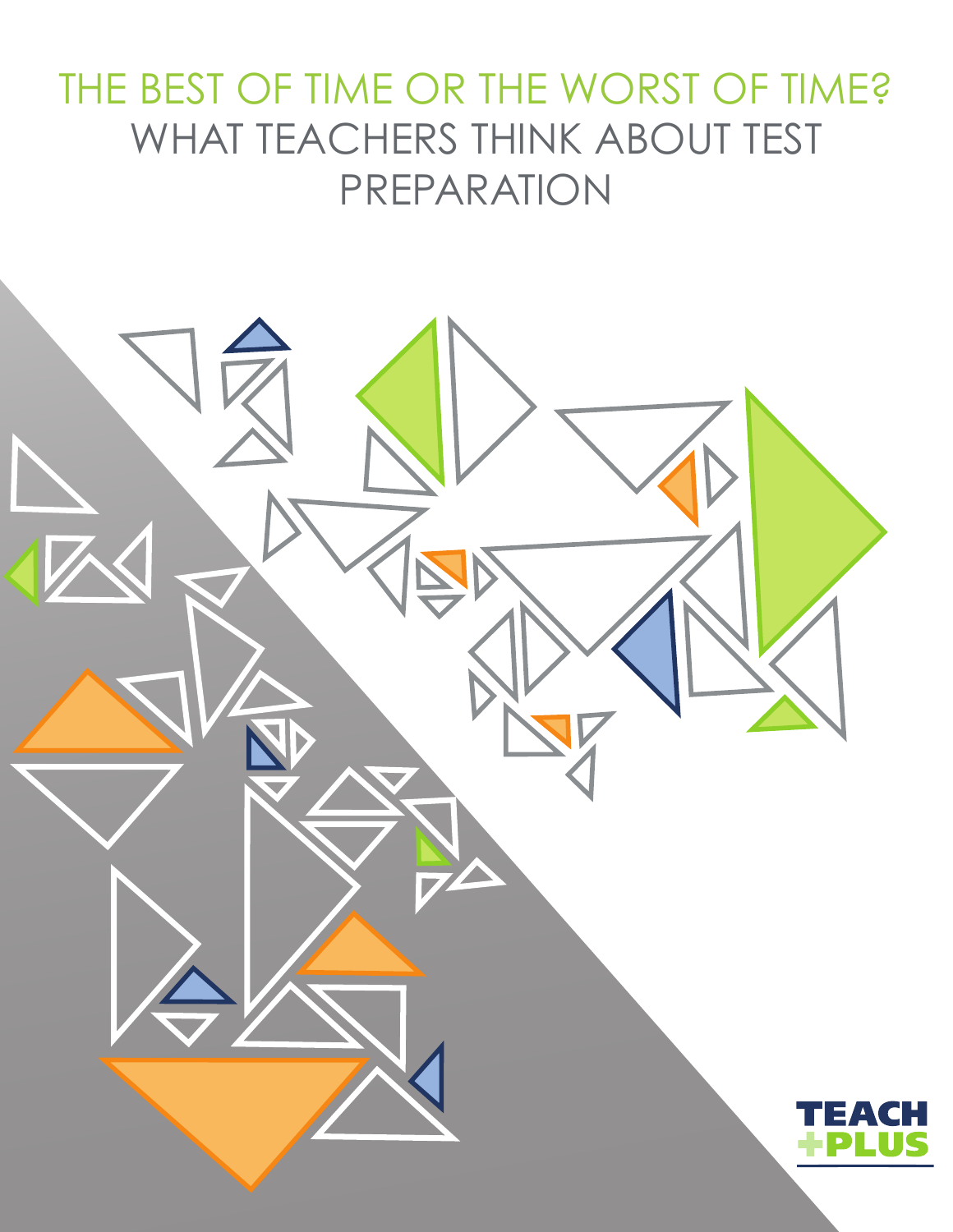# THE BEST OF TIME OR THE WORST OF TIME?

## WHAT TEACHERS THINK ABOUT TEST PREPARATION

TEACH PLUS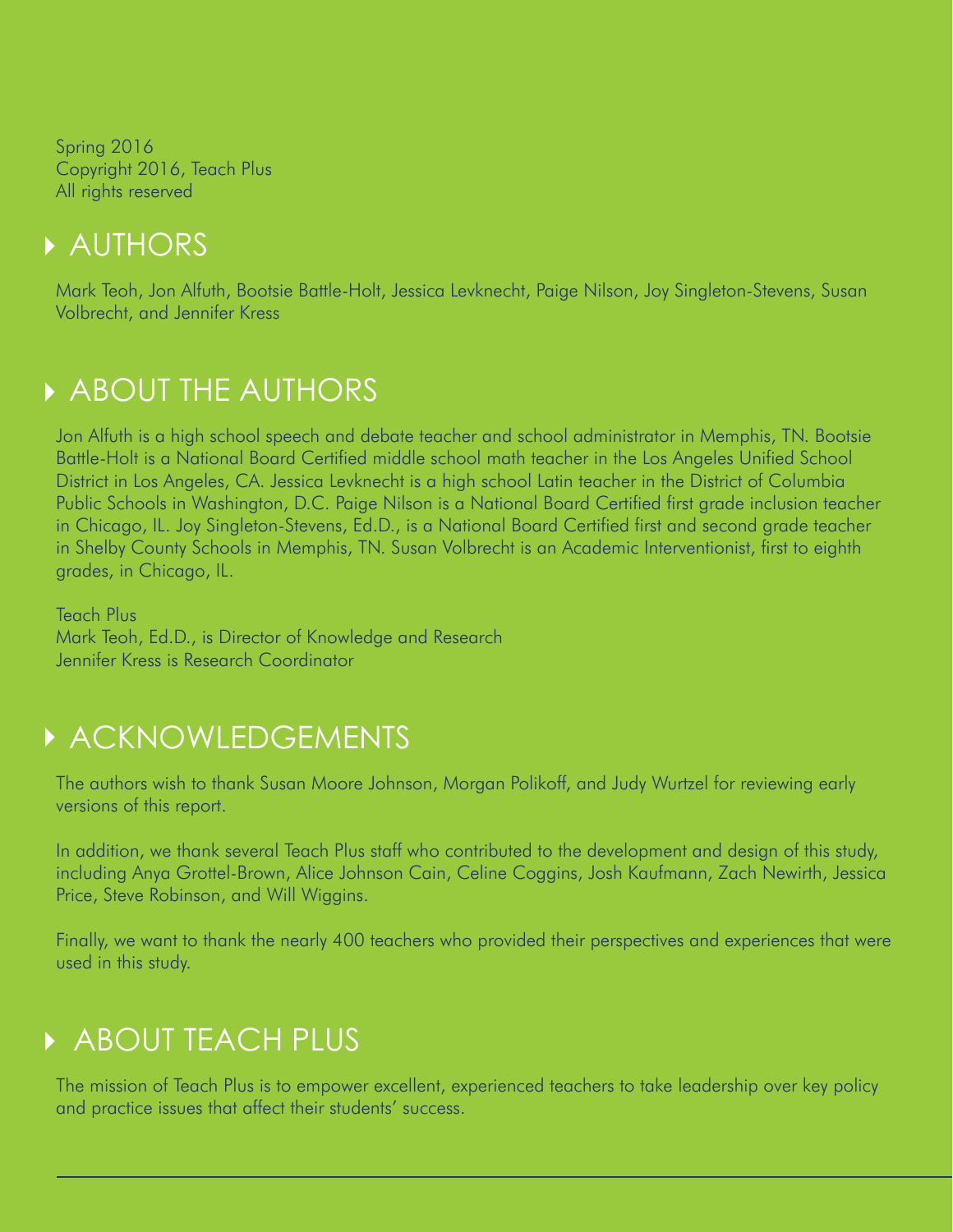Spring 2016
Copyright 2016, Teach Plus
All rights reserved

## AUTHORS

Mark Teoh, Jon Alfuth, Bootsie Battle-Holt, Jessica Levknecht, Paige Nilson, Joy Singleton-Stevens, Susan Volbrecht, and Jennifer Kress

## ABOUT THE AUTHORS

Jon Alfuth is a high school speech and debate teacher and school administrator in Memphis, TN. Bootsie Battle-Holt is a National Board Certified middle school math teacher in the Los Angeles Unified School District in Los Angeles, CA. Jessica Levknecht is a high school Latin teacher in the District of Columbia Public Schools in Washington, D.C. Paige Nilson is a National Board Certified first grade inclusion teacher in Chicago, IL. Joy Singleton-Stevens, Ed.D., is a National Board Certified first and second grade teacher in Shelby County Schools in Memphis, TN. Susan Volbrecht is an Academic Interventionist, first to eighth grades, in Chicago, IL.

Teach Plus
Mark Teoh, Ed.D., is Director of Knowledge and Research
Jennifer Kress is Research Coordinator

## ACKNOWLEDGEMENTS

The authors wish to thank Susan Moore Johnson, Morgan Polikoff, and Judy Wurtzel for reviewing early versions of this report.

In addition, we thank several Teach Plus staff who contributed to the development and design of this study, including Anya Grottel-Brown, Alice Johnson Cain, Celine Coggins, Josh Kaufmann, Zach Newirth, Jessica Price, Steve Robinson, and Will Wiggins.

Finally, we want to thank the nearly 400 teachers who provided their perspectives and experiences that were used in this study.

## ABOUT TEACH PLUS

The mission of Teach Plus is to empower excellent, experienced teachers to take leadership over key policy and practice issues that affect their students' success.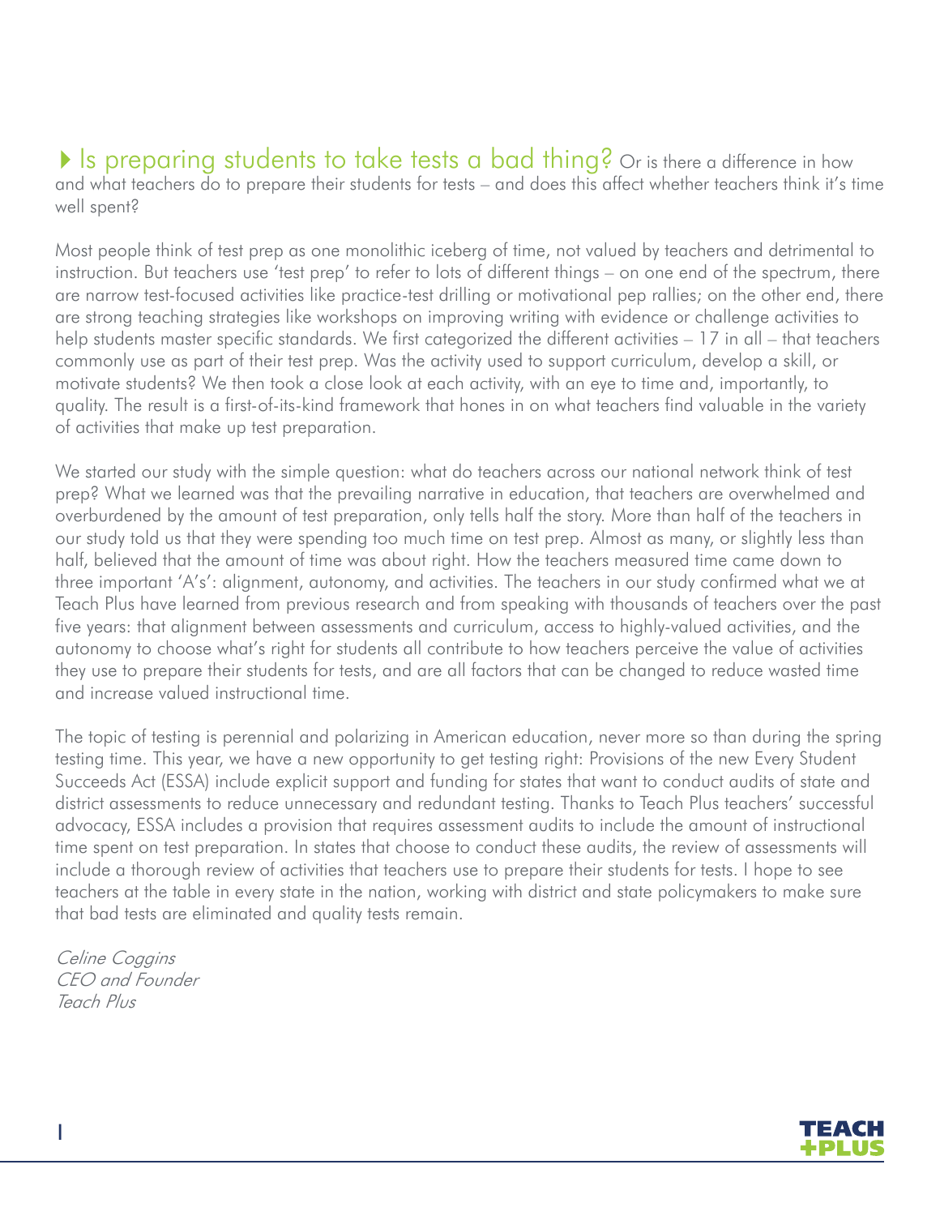**Is preparing students to take tests a bad thing?** Or is there a difference in how and what teachers do to prepare their students for tests – and does this affect whether teachers think it's time well spent?

Most people think of test prep as one monolithic iceberg of time, not valued by teachers and detrimental to instruction. But teachers use 'test prep' to refer to lots of different things – on one end of the spectrum, there are narrow test-focused activities like practice-test drilling or motivational pep rallies; on the other end, there are strong teaching strategies like workshops on improving writing with evidence or challenge activities to help students master specific standards. We first categorized the different activities – 17 in all – that teachers commonly use as part of their test prep. Was the activity used to support curriculum, develop a skill, or motivate students? We then took a close look at each activity, with an eye to time and, importantly, to quality. The result is a first-of-its-kind framework that hones in on what teachers find valuable in the variety of activities that make up test preparation.

We started our study with the simple question: what do teachers across our national network think of test prep? What we learned was that the prevailing narrative in education, that teachers are overwhelmed and overburdened by the amount of test preparation, only tells half the story. More than half of the teachers in our study told us that they were spending too much time on test prep. Almost as many, or slightly less than half, believed that the amount of time was about right. How the teachers measured time came down to three important 'A's': alignment, autonomy, and activities. The teachers in our study confirmed what we at Teach Plus have learned from previous research and from speaking with thousands of teachers over the past five years: that alignment between assessments and curriculum, access to highly-valued activities, and the autonomy to choose what's right for students all contribute to how teachers perceive the value of activities they use to prepare their students for tests, and are all factors that can be changed to reduce wasted time and increase valued instructional time.

The topic of testing is perennial and polarizing in American education, never more so than during the spring testing time. This year, we have a new opportunity to get testing right: Provisions of the new Every Student Succeeds Act (ESSA) include explicit support and funding for states that want to conduct audits of state and district assessments to reduce unnecessary and redundant testing. Thanks to Teach Plus teachers' successful advocacy, ESSA includes a provision that requires assessment audits to include the amount of instructional time spent on test preparation. In states that choose to conduct these audits, the review of assessments will include a thorough review of activities that teachers use to prepare their students for tests. I hope to see teachers at the table in every state in the nation, working with district and state policymakers to make sure that bad tests are eliminated and quality tests remain.

*Celine Coggins*
*CEO and Founder*
*Teach Plus*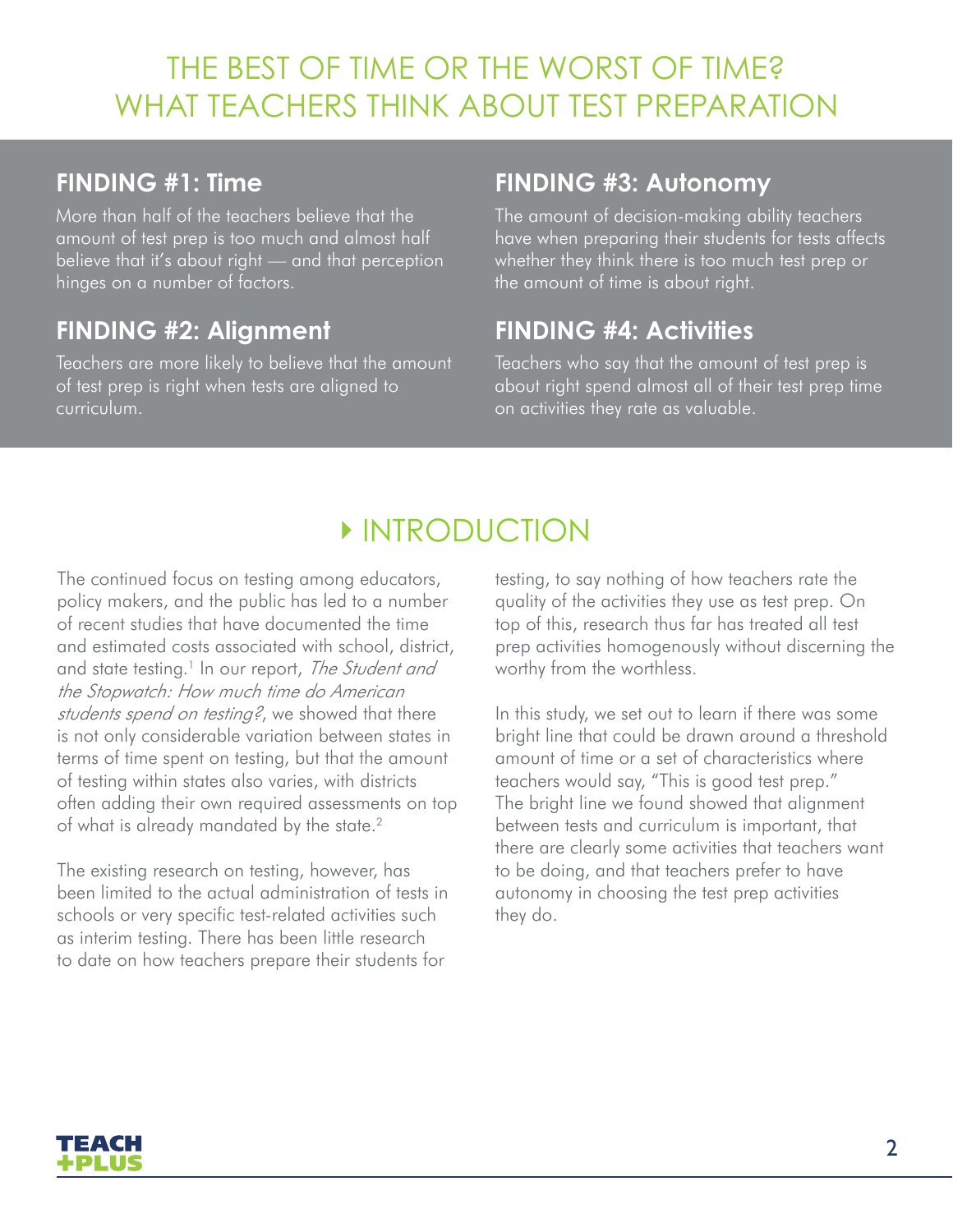# THE BEST OF TIME OR THE WORST OF TIME? WHAT TEACHERS THINK ABOUT TEST PREPARATION

## FINDING #1: Time

More than half of the teachers believe that the amount of test prep is too much and almost half believe that it's about right — and that perception hinges on a number of factors.

## FINDING #2: Alignment

Teachers are more likely to believe that the amount of test prep is right when tests are aligned to curriculum.

## FINDING #3: Autonomy

The amount of decision-making ability teachers have when preparing their students for tests affects whether they think there is too much test prep or the amount of time is about right.

## FINDING #4: Activities

Teachers who say that the amount of test prep is about right spend almost all of their test prep time on activities they rate as valuable.

# INTRODUCTION

The continued focus on testing among educators, policy makers, and the public has led to a number of recent studies that have documented the time and estimated costs associated with school, district, and state testing.[1] In our report, *The Student and the Stopwatch: How much time do American students spend on testing?*, we showed that there is not only considerable variation between states in terms of time spent on testing, but that the amount of testing within states also varies, with districts often adding their own required assessments on top of what is already mandated by the state.[2]

The existing research on testing, however, has been limited to the actual administration of tests in schools or very specific test-related activities such as interim testing. There has been little research to date on how teachers prepare their students for testing, to say nothing of how teachers rate the quality of the activities they use as test prep. On top of this, research thus far has treated all test prep activities homogenously without discerning the worthy from the worthless.

In this study, we set out to learn if there was some bright line that could be drawn around a threshold amount of time or a set of characteristics where teachers would say, "This is good test prep." The bright line we found showed that alignment between tests and curriculum is important, that there are clearly some activities that teachers want to be doing, and that teachers prefer to have autonomy in choosing the test prep activities they do.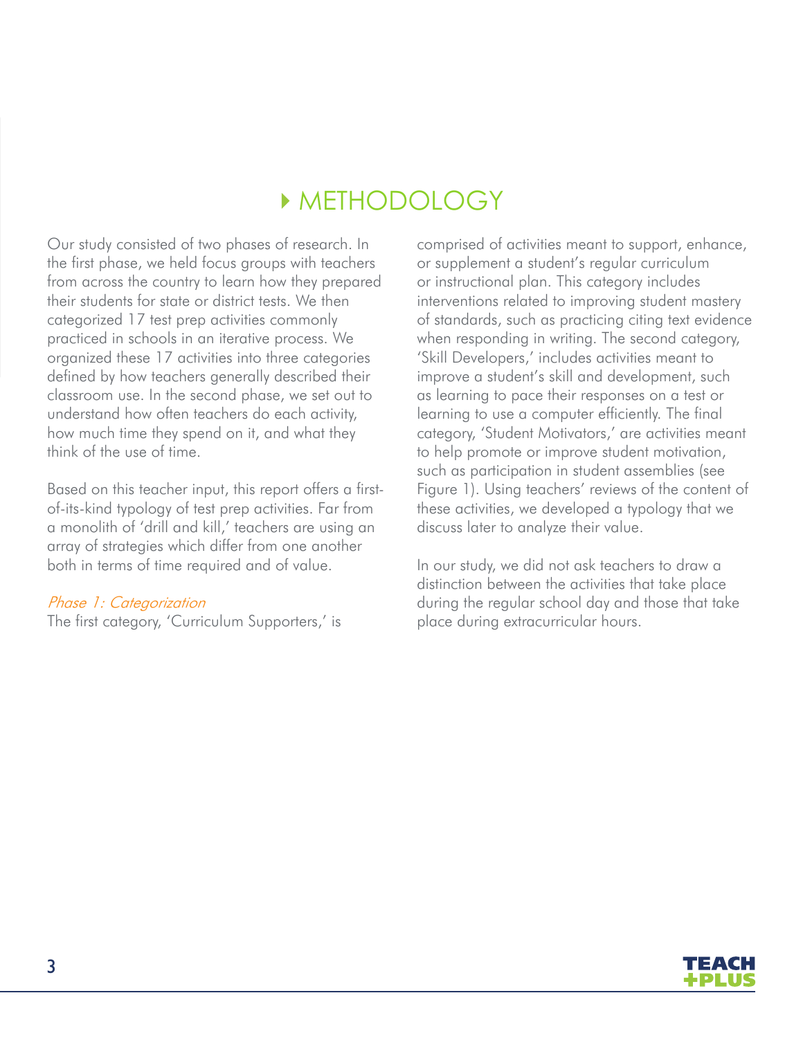# METHODOLOGY

Our study consisted of two phases of research. In the first phase, we held focus groups with teachers from across the country to learn how they prepared their students for state or district tests. We then categorized 17 test prep activities commonly practiced in schools in an iterative process. We organized these 17 activities into three categories defined by how teachers generally described their classroom use. In the second phase, we set out to understand how often teachers do each activity, how much time they spend on it, and what they think of the use of time.

Based on this teacher input, this report offers a first-of-its-kind typology of test prep activities. Far from a monolith of 'drill and kill,' teachers are using an array of strategies which differ from one another both in terms of time required and of value.

*Phase 1: Categorization*

The first category, 'Curriculum Supporters,' is comprised of activities meant to support, enhance, or supplement a student's regular curriculum or instructional plan. This category includes interventions related to improving student mastery of standards, such as practicing citing text evidence when responding in writing. The second category, 'Skill Developers,' includes activities meant to improve a student's skill and development, such as learning to pace their responses on a test or learning to use a computer efficiently. The final category, 'Student Motivators,' are activities meant to help promote or improve student motivation, such as participation in student assemblies (see Figure 1). Using teachers' reviews of the content of these activities, we developed a typology that we discuss later to analyze their value.

In our study, we did not ask teachers to draw a distinction between the activities that take place during the regular school day and those that take place during extracurricular hours.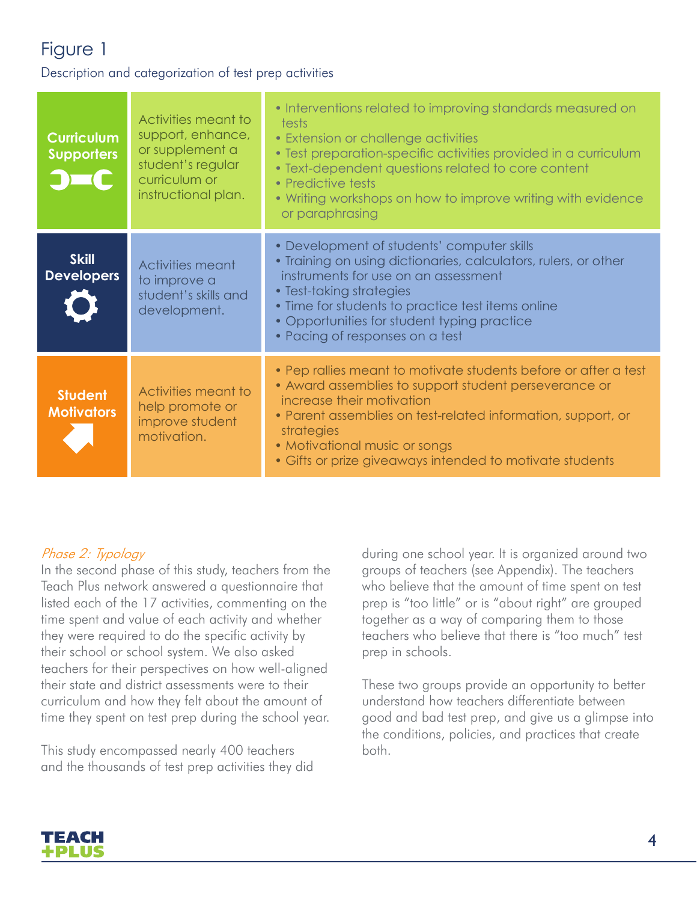# Figure 1

Description and categorization of test prep activities

| Category | Description | Activities |
| --- | --- | --- |
| **Curriculum Supporters** | Activities meant to support, enhance, or supplement a student's regular curriculum or instructional plan. | • Interventions related to improving standards measured on tests<br>• Extension or challenge activities<br>• Test preparation-specific activities provided in a curriculum<br>• Text-dependent questions related to core content<br>• Predictive tests<br>• Writing workshops on how to improve writing with evidence or paraphrasing |
| **Skill Developers** | Activities meant to improve a student's skills and development. | • Development of students' computer skills<br>• Training on using dictionaries, calculators, rulers, or other instruments for use on an assessment<br>• Test-taking strategies<br>• Time for students to practice test items online<br>• Opportunities for student typing practice<br>• Pacing of responses on a test |
| **Student Motivators** | Activities meant to help promote or improve student motivation. | • Pep rallies meant to motivate students before or after a test<br>• Award assemblies to support student perseverance or increase their motivation<br>• Parent assemblies on test-related information, support, or strategies<br>• Motivational music or songs<br>• Gifts or prize giveaways intended to motivate students |

*Phase 2: Typology*

In the second phase of this study, teachers from the Teach Plus network answered a questionnaire that listed each of the 17 activities, commenting on the time spent and value of each activity and whether they were required to do the specific activity by their school or school system. We also asked teachers for their perspectives on how well-aligned their state and district assessments were to their curriculum and how they felt about the amount of time they spent on test prep during the school year.

This study encompassed nearly 400 teachers and the thousands of test prep activities they did during one school year. It is organized around two groups of teachers (see Appendix). The teachers who believe that the amount of time spent on test prep is "too little" or is "about right" are grouped together as a way of comparing them to those teachers who believe that there is "too much" test prep in schools.

These two groups provide an opportunity to better understand how teachers differentiate between good and bad test prep, and give us a glimpse into the conditions, policies, and practices that create both.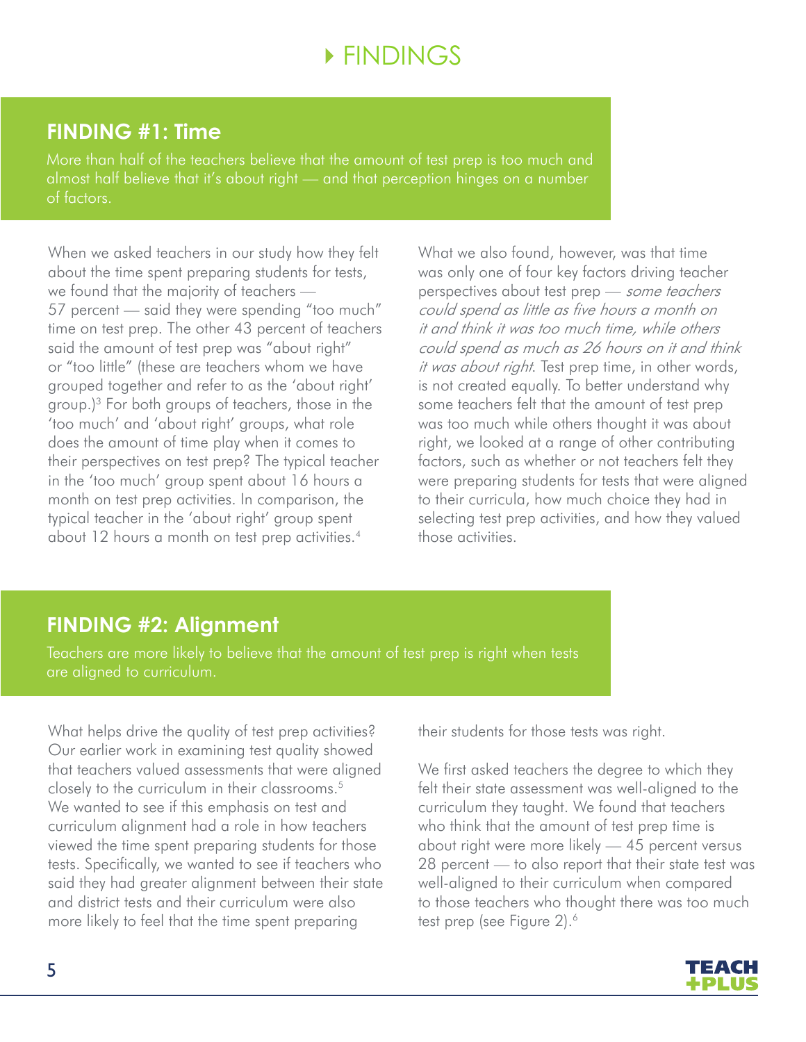# FINDINGS

## FINDING #1: Time

More than half of the teachers believe that the amount of test prep is too much and almost half believe that it's about right — and that perception hinges on a number of factors.

When we asked teachers in our study how they felt about the time spent preparing students for tests, we found that the majority of teachers — 57 percent — said they were spending "too much" time on test prep. The other 43 percent of teachers said the amount of test prep was "about right" or "too little" (these are teachers whom we have grouped together and refer to as the 'about right' group.)[3] For both groups of teachers, those in the 'too much' and 'about right' groups, what role does the amount of time play when it comes to their perspectives on test prep? The typical teacher in the 'too much' group spent about 16 hours a month on test prep activities. In comparison, the typical teacher in the 'about right' group spent about 12 hours a month on test prep activities.[4]

What we also found, however, was that time was only one of four key factors driving teacher perspectives about test prep — *some teachers could spend as little as five hours a month on it and think it was too much time, while others could spend as much as 26 hours on it and think it was about right*. Test prep time, in other words, is not created equally. To better understand why some teachers felt that the amount of test prep was too much while others thought it was about right, we looked at a range of other contributing factors, such as whether or not teachers felt they were preparing students for tests that were aligned to their curricula, how much choice they had in selecting test prep activities, and how they valued those activities.

## FINDING #2: Alignment

Teachers are more likely to believe that the amount of test prep is right when tests are aligned to curriculum.

What helps drive the quality of test prep activities? Our earlier work in examining test quality showed that teachers valued assessments that were aligned closely to the curriculum in their classrooms.[5] We wanted to see if this emphasis on test and curriculum alignment had a role in how teachers viewed the time spent preparing students for those tests. Specifically, we wanted to see if teachers who said they had greater alignment between their state and district tests and their curriculum were also more likely to feel that the time spent preparing their students for those tests was right.

We first asked teachers the degree to which they felt their state assessment was well-aligned to the curriculum they taught. We found that teachers who think that the amount of test prep time is about right were more likely — 45 percent versus 28 percent — to also report that their state test was well-aligned to their curriculum when compared to those teachers who thought there was too much test prep (see Figure 2).[6]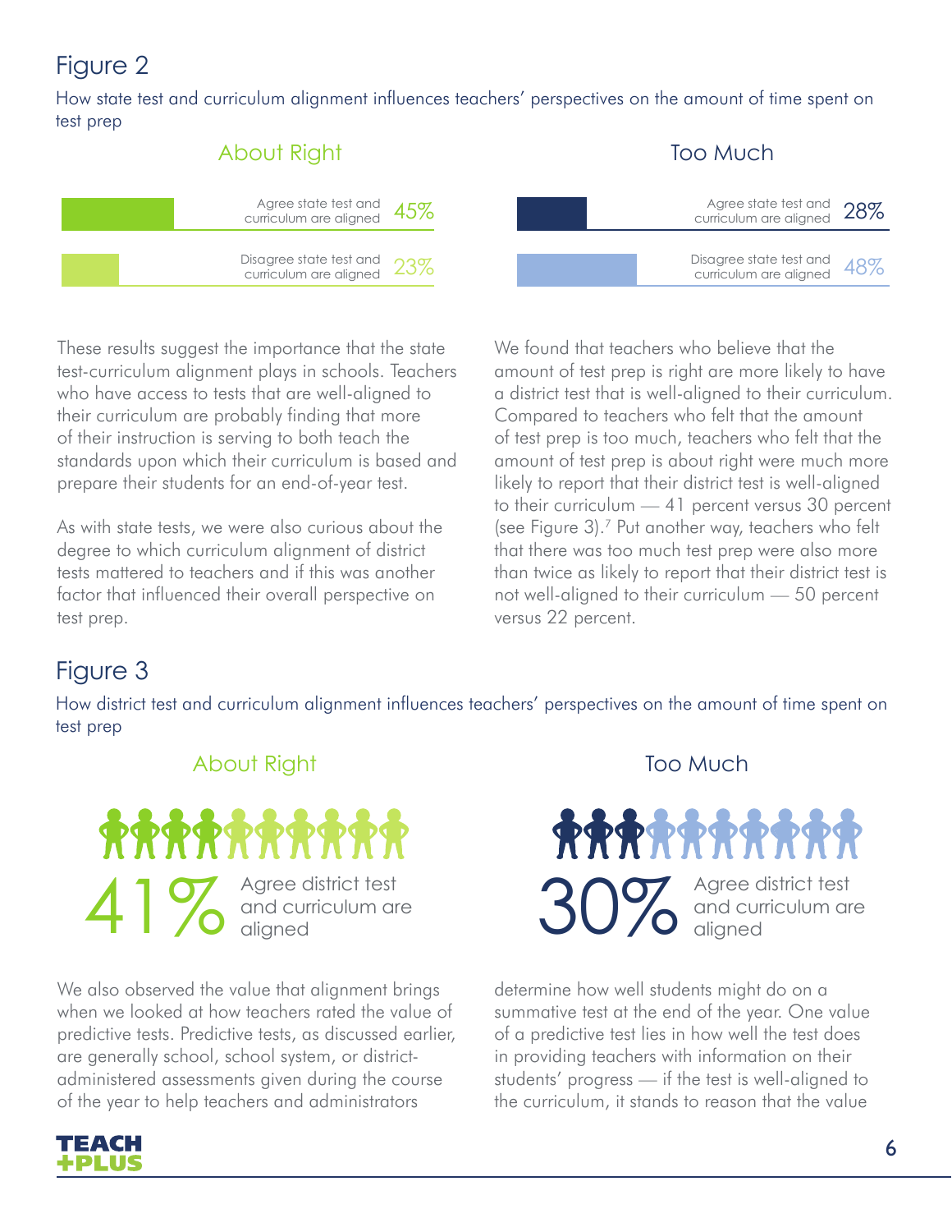## Figure 2

How state test and curriculum alignment influences teachers' perspectives on the amount of time spent on test prep

| | About Right | Too Much |
|---|---|---|
| Agree state test and curriculum are aligned | 45% | 28% |
| Disagree state test and curriculum are aligned | 23% | 48% |

These results suggest the importance that the state test-curriculum alignment plays in schools. Teachers who have access to tests that are well-aligned to their curriculum are probably finding that more of their instruction is serving to both teach the standards upon which their curriculum is based and prepare their students for an end-of-year test.

As with state tests, we were also curious about the degree to which curriculum alignment of district tests mattered to teachers and if this was another factor that influenced their overall perspective on test prep.

We found that teachers who believe that the amount of test prep is right are more likely to have a district test that is well-aligned to their curriculum. Compared to teachers who felt that the amount of test prep is too much, teachers who felt that the amount of test prep is about right were much more likely to report that their district test is well-aligned to their curriculum — 41 percent versus 30 percent (see Figure 3).[7] Put another way, teachers who felt that there was too much test prep were also more than twice as likely to report that their district test is not well-aligned to their curriculum — 50 percent versus 22 percent.

## Figure 3

How district test and curriculum alignment influences teachers' perspectives on the amount of time spent on test prep

| | About Right | Too Much |
|---|---|---|
| Agree district test and curriculum are aligned | 41% | 30% |

We also observed the value that alignment brings when we looked at how teachers rated the value of predictive tests. Predictive tests, as discussed earlier, are generally school, school system, or district-administered assessments given during the course of the year to help teachers and administrators determine how well students might do on a summative test at the end of the year. One value of a predictive test lies in how well the test does in providing teachers with information on their students' progress — if the test is well-aligned to the curriculum, it stands to reason that the value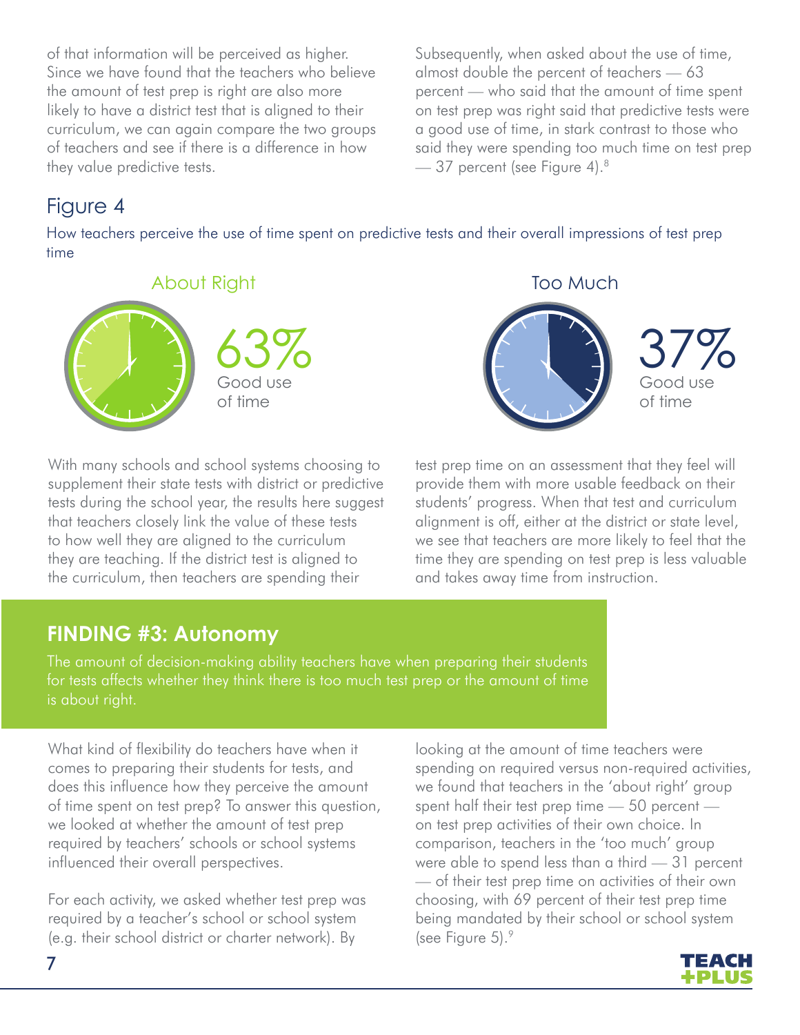of that information will be perceived as higher. Since we have found that the teachers who believe the amount of test prep is right are also more likely to have a district test that is aligned to their curriculum, we can again compare the two groups of teachers and see if there is a difference in how they value predictive tests.

Subsequently, when asked about the use of time, almost double the percent of teachers — 63 percent — who said that the amount of time spent on test prep was right said that predictive tests were a good use of time, in stark contrast to those who said they were spending too much time on test prep — 37 percent (see Figure 4).[8]

## Figure 4

How teachers perceive the use of time spent on predictive tests and their overall impressions of test prep time

About Right

63% Good use of time

Too Much

37% Good use of time

With many schools and school systems choosing to supplement their state tests with district or predictive tests during the school year, the results here suggest that teachers closely link the value of these tests to how well they are aligned to the curriculum they are teaching. If the district test is aligned to the curriculum, then teachers are spending their test prep time on an assessment that they feel will provide them with more usable feedback on their students' progress. When that test and curriculum alignment is off, either at the district or state level, we see that teachers are more likely to feel that the time they are spending on test prep is less valuable and takes away time from instruction.

## FINDING #3: Autonomy

The amount of decision-making ability teachers have when preparing their students for tests affects whether they think there is too much test prep or the amount of time is about right.

What kind of flexibility do teachers have when it comes to preparing their students for tests, and does this influence how they perceive the amount of time spent on test prep? To answer this question, we looked at whether the amount of test prep required by teachers' schools or school systems influenced their overall perspectives.

For each activity, we asked whether test prep was required by a teacher's school or school system (e.g. their school district or charter network). By looking at the amount of time teachers were spending on required versus non-required activities, we found that teachers in the 'about right' group spent half their test prep time — 50 percent — on test prep activities of their own choice. In comparison, teachers in the 'too much' group were able to spend less than a third — 31 percent — of their test prep time on activities of their own choosing, with 69 percent of their test prep time being mandated by their school or school system (see Figure 5).[9]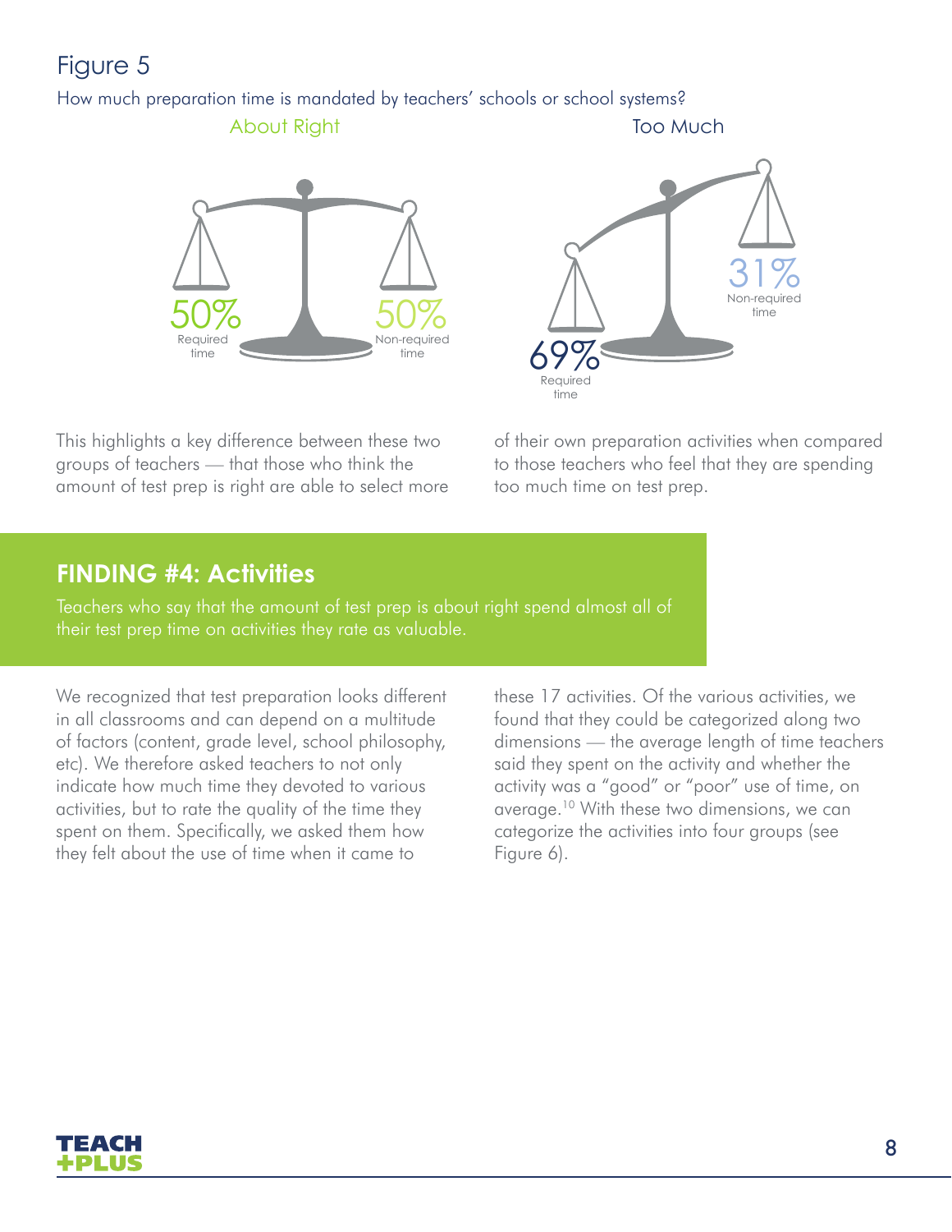Figure 5

How much preparation time is mandated by teachers' schools or school systems?

About Right

50% Required time

50% Non-required time

Too Much

69% Required time

31% Non-required time

This highlights a key difference between these two groups of teachers — that those who think the amount of test prep is right are able to select more of their own preparation activities when compared to those teachers who feel that they are spending too much time on test prep.

## FINDING #4: Activities

Teachers who say that the amount of test prep is about right spend almost all of their test prep time on activities they rate as valuable.

We recognized that test preparation looks different in all classrooms and can depend on a multitude of factors (content, grade level, school philosophy, etc). We therefore asked teachers to not only indicate how much time they devoted to various activities, but to rate the quality of the time they spent on them. Specifically, we asked them how they felt about the use of time when it came to these 17 activities. Of the various activities, we found that they could be categorized along two dimensions — the average length of time teachers said they spent on the activity and whether the activity was a "good" or "poor" use of time, on average.[10] With these two dimensions, we can categorize the activities into four groups (see Figure 6).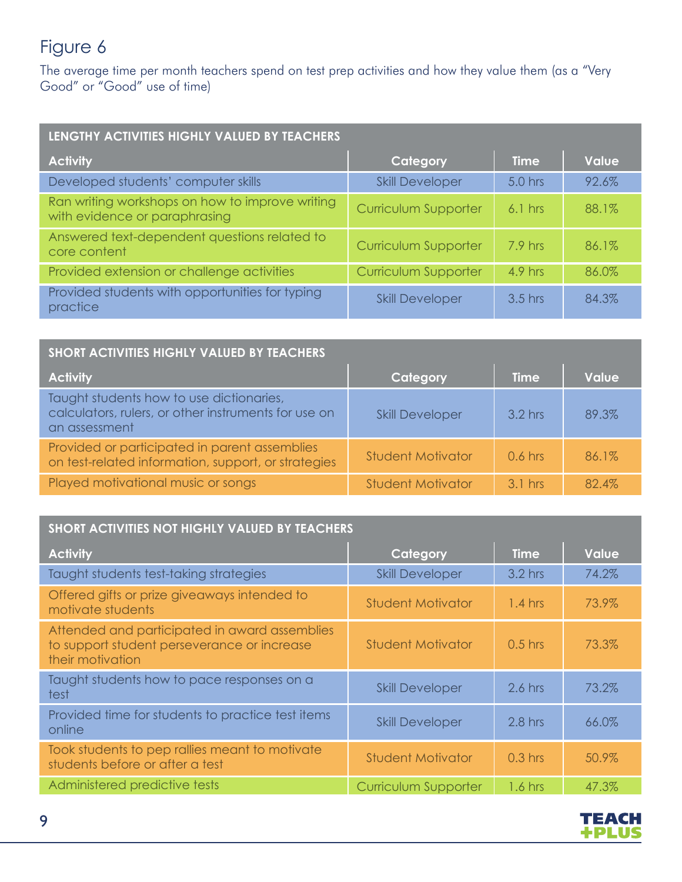# Figure 6

The average time per month teachers spend on test prep activities and how they value them (as a "Very Good" or "Good" use of time)

**LENGTHY ACTIVITIES HIGHLY VALUED BY TEACHERS**

| Activity | Category | Time | Value |
|---|---|---|---|
| Developed students' computer skills | Skill Developer | 5.0 hrs | 92.6% |
| Ran writing workshops on how to improve writing with evidence or paraphrasing | Curriculum Supporter | 6.1 hrs | 88.1% |
| Answered text-dependent questions related to core content | Curriculum Supporter | 7.9 hrs | 86.1% |
| Provided extension or challenge activities | Curriculum Supporter | 4.9 hrs | 86.0% |
| Provided students with opportunities for typing practice | Skill Developer | 3.5 hrs | 84.3% |

**SHORT ACTIVITIES HIGHLY VALUED BY TEACHERS**

| Activity | Category | Time | Value |
|---|---|---|---|
| Taught students how to use dictionaries, calculators, rulers, or other instruments for use on an assessment | Skill Developer | 3.2 hrs | 89.3% |
| Provided or participated in parent assemblies on test-related information, support, or strategies | Student Motivator | 0.6 hrs | 86.1% |
| Played motivational music or songs | Student Motivator | 3.1 hrs | 82.4% |

**SHORT ACTIVITIES NOT HIGHLY VALUED BY TEACHERS**

| Activity | Category | Time | Value |
|---|---|---|---|
| Taught students test-taking strategies | Skill Developer | 3.2 hrs | 74.2% |
| Offered gifts or prize giveaways intended to motivate students | Student Motivator | 1.4 hrs | 73.9% |
| Attended and participated in award assemblies to support student perseverance or increase their motivation | Student Motivator | 0.5 hrs | 73.3% |
| Taught students how to pace responses on a test | Skill Developer | 2.6 hrs | 73.2% |
| Provided time for students to practice test items online | Skill Developer | 2.8 hrs | 66.0% |
| Took students to pep rallies meant to motivate students before or after a test | Student Motivator | 0.3 hrs | 50.9% |
| Administered predictive tests | Curriculum Supporter | 1.6 hrs | 47.3% |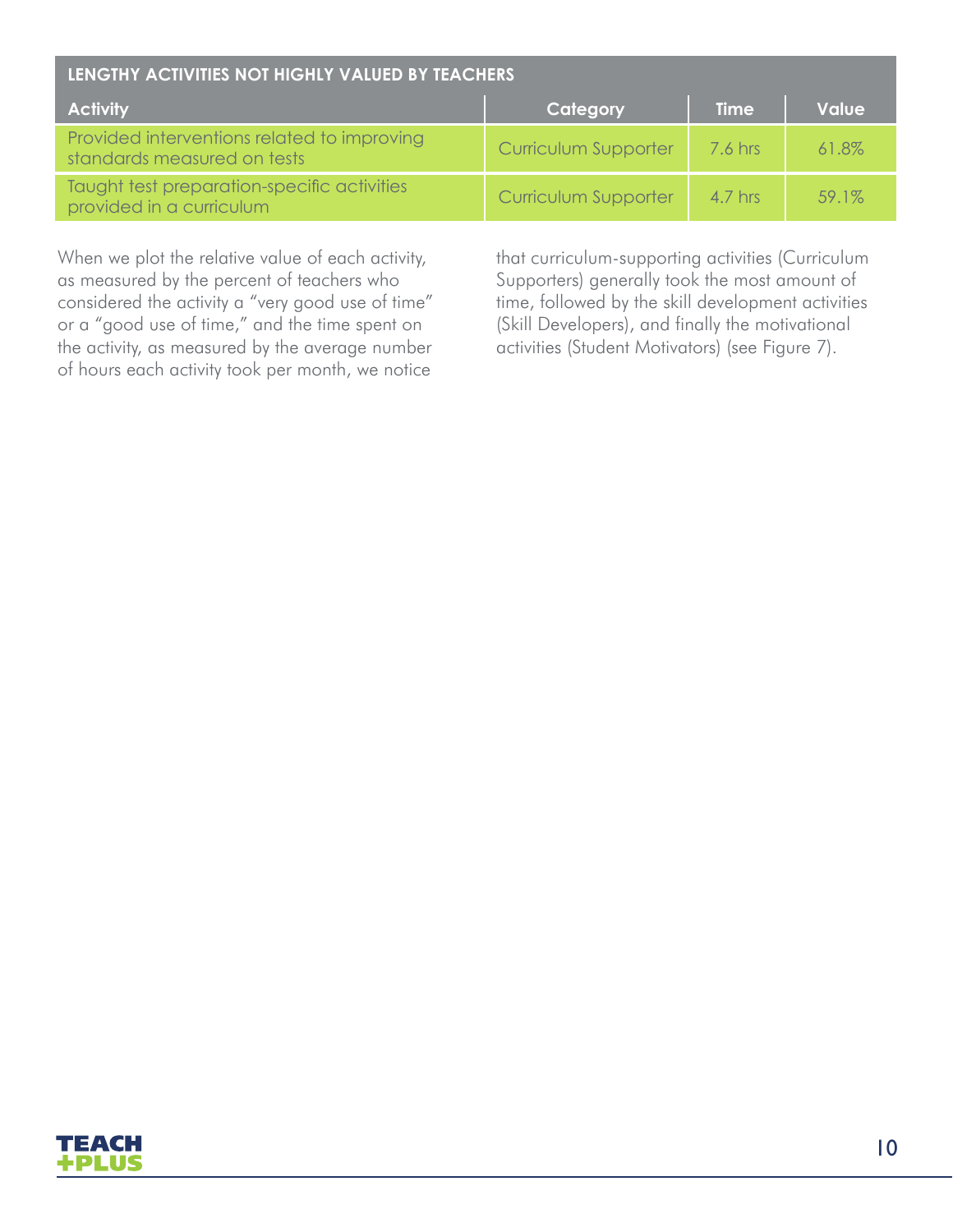| LENGTHY ACTIVITIES NOT HIGHLY VALUED BY TEACHERS | | | |
|---|---|---|---|
| **Activity** | **Category** | **Time** | **Value** |
| Provided interventions related to improving standards measured on tests | Curriculum Supporter | 7.6 hrs | 61.8% |
| Taught test preparation-specific activities provided in a curriculum | Curriculum Supporter | 4.7 hrs | 59.1% |

When we plot the relative value of each activity, as measured by the percent of teachers who considered the activity a "very good use of time" or a "good use of time," and the time spent on the activity, as measured by the average number of hours each activity took per month, we notice that curriculum-supporting activities (Curriculum Supporters) generally took the most amount of time, followed by the skill development activities (Skill Developers), and finally the motivational activities (Student Motivators) (see Figure 7).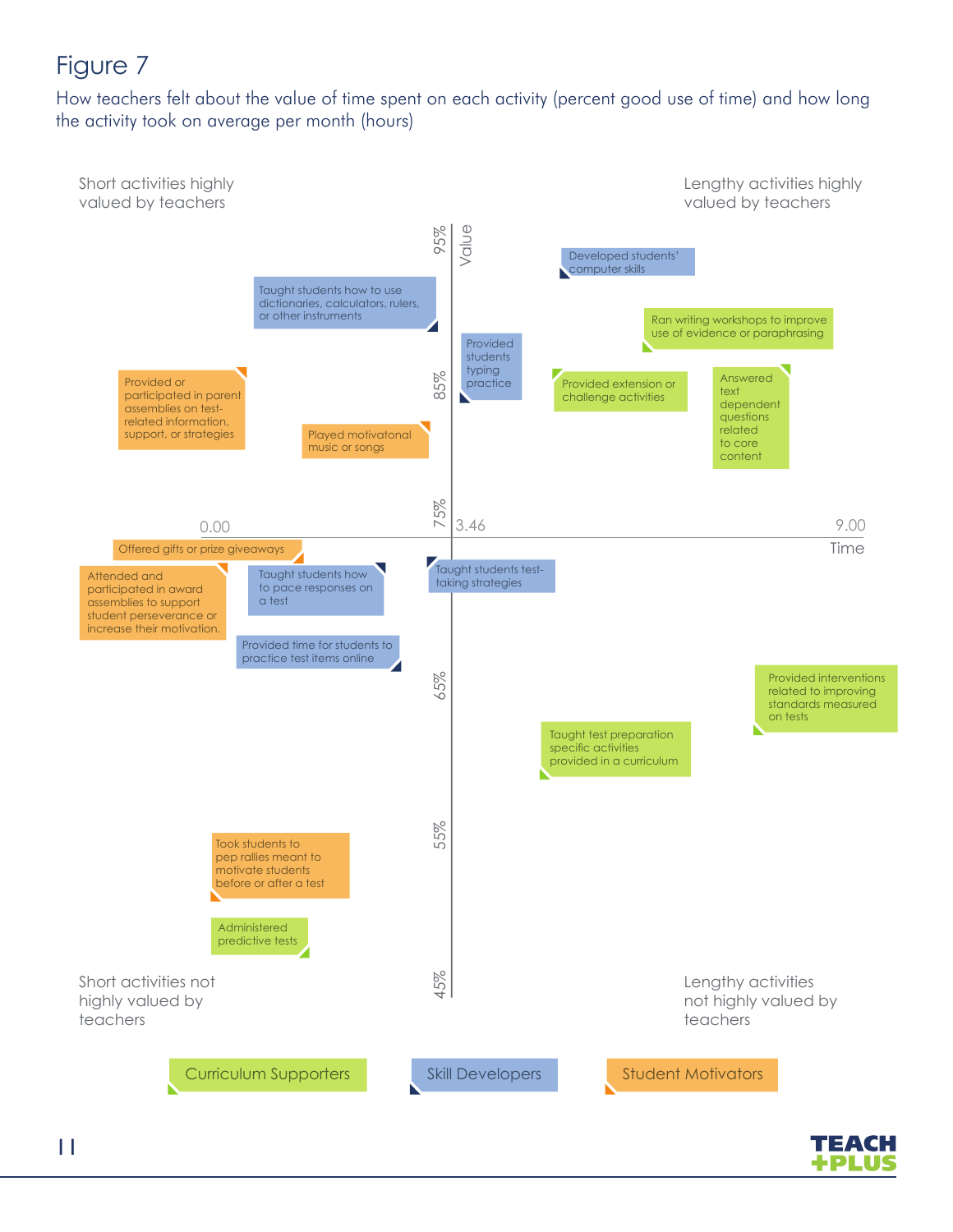# Figure 7

How teachers felt about the value of time spent on each activity (percent good use of time) and how long the activity took on average per month (hours)

Short activities highly valued by teachers

Lengthy activities highly valued by teachers

95% Value

Developed students' computer skills

Taught students how to use dictionaries, calculators, rulers, or other instruments

Ran writing workshops to improve use of evidence or paraphrasing

Provided students typing practice

Provided or participated in parent assemblies on test-related information, support, or strategies

85%

Provided extension or challenge activities

Answered text dependent questions related to core content

Played motivatonal music or songs

75%

0.00 3.46 9.00 Time

Offered gifts or prize giveaways

Attended and participated in award assemblies to support student perseverance or increase their motivation.

Taught students how to pace responses on a test

Taught students test-taking strategies

Provided time for students to practice test items online

65%

Provided interventions related to improving standards measured on tests

Taught test preparation specific activities provided in a curriculum

55%

Took students to pep rallies meant to motivate students before or after a test

Administered predictive tests

45%

Short activities not highly valued by teachers

Lengthy activities not highly valued by teachers

Curriculum Supporters | Skill Developers | Student Motivators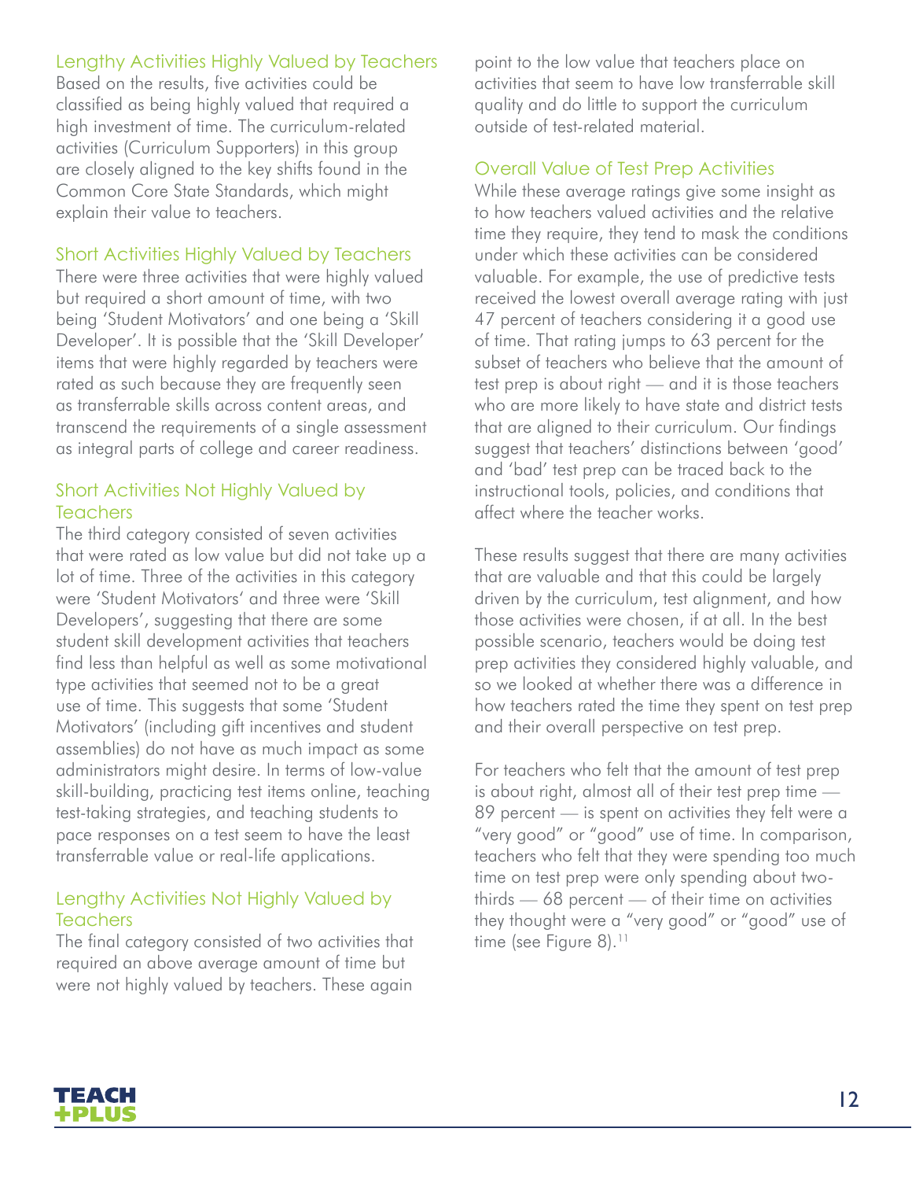### Lengthy Activities Highly Valued by Teachers

Based on the results, five activities could be classified as being highly valued that required a high investment of time. The curriculum-related activities (Curriculum Supporters) in this group are closely aligned to the key shifts found in the Common Core State Standards, which might explain their value to teachers.

### Short Activities Highly Valued by Teachers

There were three activities that were highly valued but required a short amount of time, with two being 'Student Motivators' and one being a 'Skill Developer'. It is possible that the 'Skill Developer' items that were highly regarded by teachers were rated as such because they are frequently seen as transferrable skills across content areas, and transcend the requirements of a single assessment as integral parts of college and career readiness.

### Short Activities Not Highly Valued by Teachers

The third category consisted of seven activities that were rated as low value but did not take up a lot of time. Three of the activities in this category were 'Student Motivators' and three were 'Skill Developers', suggesting that there are some student skill development activities that teachers find less than helpful as well as some motivational type activities that seemed not to be a great use of time. This suggests that some 'Student Motivators' (including gift incentives and student assemblies) do not have as much impact as some administrators might desire. In terms of low-value skill-building, practicing test items online, teaching test-taking strategies, and teaching students to pace responses on a test seem to have the least transferrable value or real-life applications.

### Lengthy Activities Not Highly Valued by Teachers

The final category consisted of two activities that required an above average amount of time but were not highly valued by teachers. These again point to the low value that teachers place on activities that seem to have low transferrable skill quality and do little to support the curriculum outside of test-related material.

### Overall Value of Test Prep Activities

While these average ratings give some insight as to how teachers valued activities and the relative time they require, they tend to mask the conditions under which these activities can be considered valuable. For example, the use of predictive tests received the lowest overall average rating with just 47 percent of teachers considering it a good use of time. That rating jumps to 63 percent for the subset of teachers who believe that the amount of test prep is about right — and it is those teachers who are more likely to have state and district tests that are aligned to their curriculum. Our findings suggest that teachers' distinctions between 'good' and 'bad' test prep can be traced back to the instructional tools, policies, and conditions that affect where the teacher works.

These results suggest that there are many activities that are valuable and that this could be largely driven by the curriculum, test alignment, and how those activities were chosen, if at all. In the best possible scenario, teachers would be doing test prep activities they considered highly valuable, and so we looked at whether there was a difference in how teachers rated the time they spent on test prep and their overall perspective on test prep.

For teachers who felt that the amount of test prep is about right, almost all of their test prep time — 89 percent — is spent on activities they felt were a "very good" or "good" use of time. In comparison, teachers who felt that they were spending too much time on test prep were only spending about two-thirds — 68 percent — of their time on activities they thought were a "very good" or "good" use of time (see Figure 8).[11]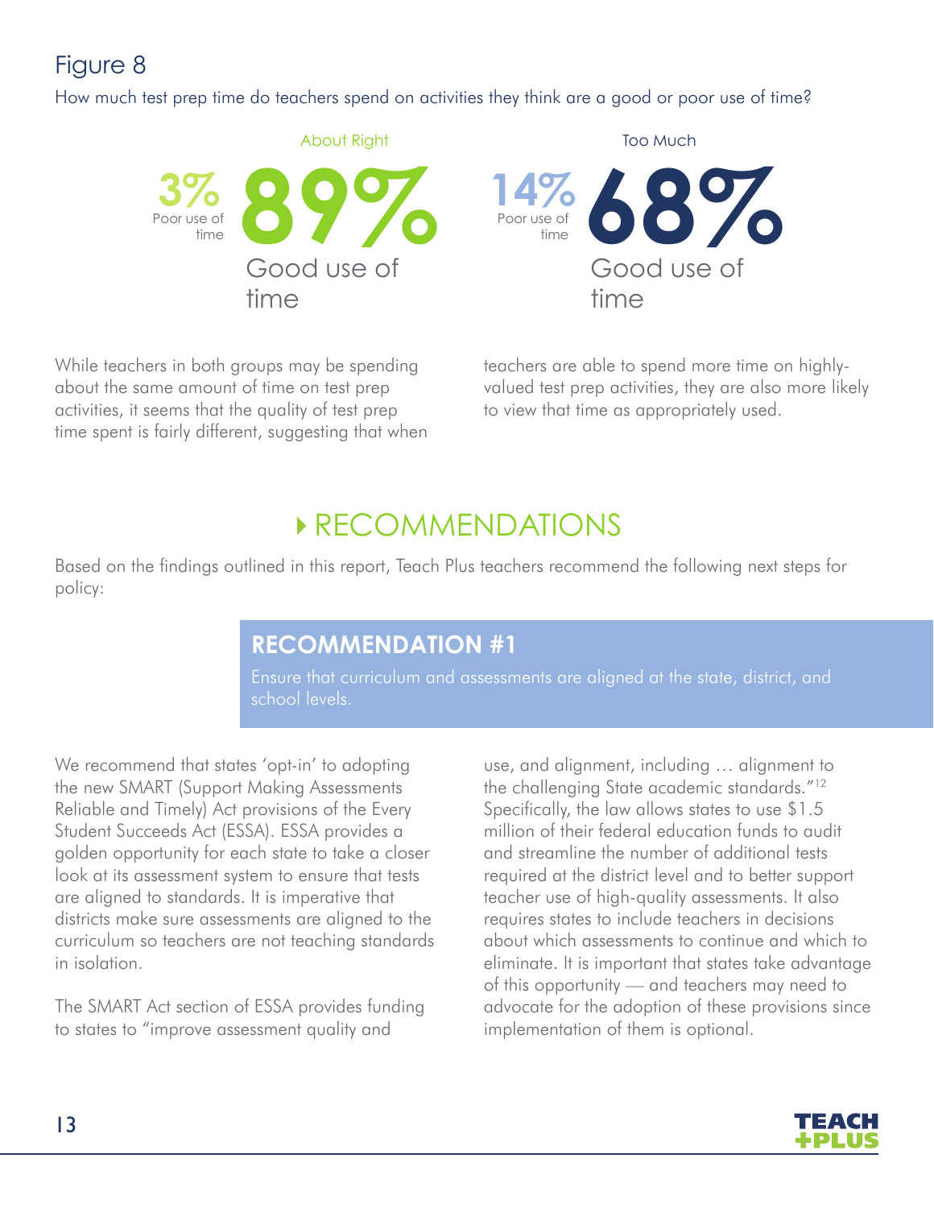## Figure 8

How much test prep time do teachers spend on activities they think are a good or poor use of time?

**About Right**

3% Poor use of time

89% Good use of time

**Too Much**

14% Poor use of time

68% Good use of time

While teachers in both groups may be spending about the same amount of time on test prep activities, it seems that the quality of test prep time spent is fairly different, suggesting that when teachers are able to spend more time on highly-valued test prep activities, they are also more likely to view that time as appropriately used.

# RECOMMENDATIONS

Based on the findings outlined in this report, Teach Plus teachers recommend the following next steps for policy:

## RECOMMENDATION #1

Ensure that curriculum and assessments are aligned at the state, district, and school levels.

We recommend that states 'opt-in' to adopting the new SMART (Support Making Assessments Reliable and Timely) Act provisions of the Every Student Succeeds Act (ESSA). ESSA provides a golden opportunity for each state to take a closer look at its assessment system to ensure that tests are aligned to standards. It is imperative that districts make sure assessments are aligned to the curriculum so teachers are not teaching standards in isolation.

The SMART Act section of ESSA provides funding to states to "improve assessment quality and use, and alignment, including … alignment to the challenging State academic standards."[12] Specifically, the law allows states to use $1.5 million of their federal education funds to audit and streamline the number of additional tests required at the district level and to better support teacher use of high-quality assessments. It also requires states to include teachers in decisions about which assessments to continue and which to eliminate. It is important that states take advantage of this opportunity — and teachers may need to advocate for the adoption of these provisions since implementation of them is optional.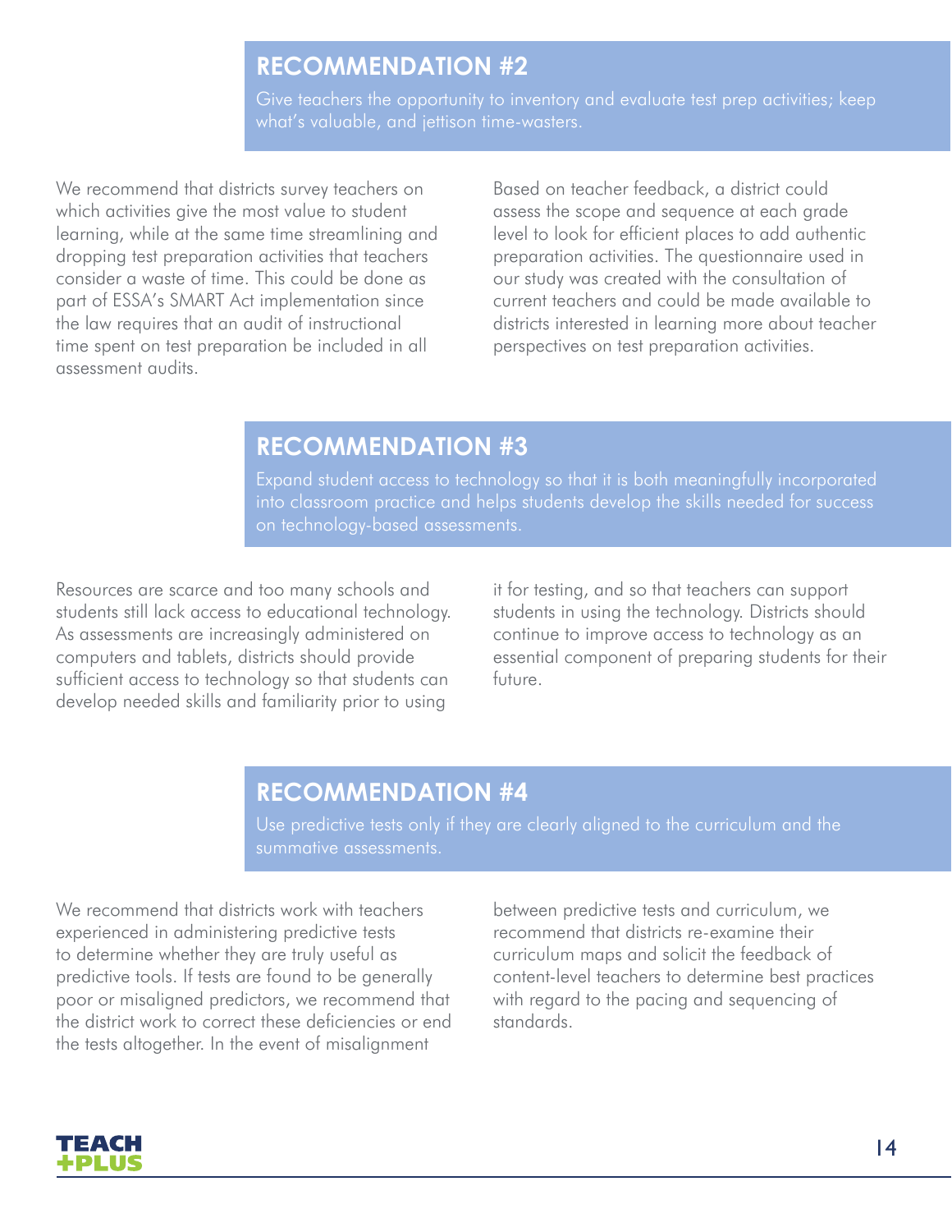## RECOMMENDATION #2

Give teachers the opportunity to inventory and evaluate test prep activities; keep what's valuable, and jettison time-wasters.

We recommend that districts survey teachers on which activities give the most value to student learning, while at the same time streamlining and dropping test preparation activities that teachers consider a waste of time. This could be done as part of ESSA's SMART Act implementation since the law requires that an audit of instructional time spent on test preparation be included in all assessment audits.

Based on teacher feedback, a district could assess the scope and sequence at each grade level to look for efficient places to add authentic preparation activities. The questionnaire used in our study was created with the consultation of current teachers and could be made available to districts interested in learning more about teacher perspectives on test preparation activities.

## RECOMMENDATION #3

Expand student access to technology so that it is both meaningfully incorporated into classroom practice and helps students develop the skills needed for success on technology-based assessments.

Resources are scarce and too many schools and students still lack access to educational technology. As assessments are increasingly administered on computers and tablets, districts should provide sufficient access to technology so that students can develop needed skills and familiarity prior to using it for testing, and so that teachers can support students in using the technology. Districts should continue to improve access to technology as an essential component of preparing students for their future.

## RECOMMENDATION #4

Use predictive tests only if they are clearly aligned to the curriculum and the summative assessments.

We recommend that districts work with teachers experienced in administering predictive tests to determine whether they are truly useful as predictive tools. If tests are found to be generally poor or misaligned predictors, we recommend that the district work to correct these deficiencies or end the tests altogether. In the event of misalignment between predictive tests and curriculum, we recommend that districts re-examine their curriculum maps and solicit the feedback of content-level teachers to determine best practices with regard to the pacing and sequencing of standards.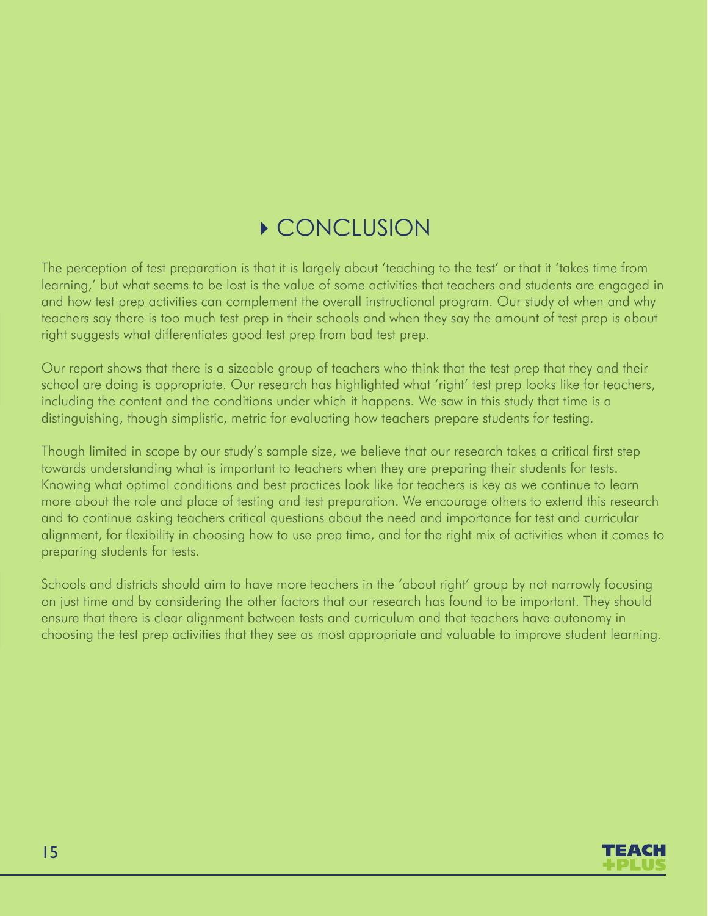# CONCLUSION

The perception of test preparation is that it is largely about 'teaching to the test' or that it 'takes time from learning,' but what seems to be lost is the value of some activities that teachers and students are engaged in and how test prep activities can complement the overall instructional program. Our study of when and why teachers say there is too much test prep in their schools and when they say the amount of test prep is about right suggests what differentiates good test prep from bad test prep.

Our report shows that there is a sizeable group of teachers who think that the test prep that they and their school are doing is appropriate. Our research has highlighted what 'right' test prep looks like for teachers, including the content and the conditions under which it happens. We saw in this study that time is a distinguishing, though simplistic, metric for evaluating how teachers prepare students for testing.

Though limited in scope by our study's sample size, we believe that our research takes a critical first step towards understanding what is important to teachers when they are preparing their students for tests. Knowing what optimal conditions and best practices look like for teachers is key as we continue to learn more about the role and place of testing and test preparation. We encourage others to extend this research and to continue asking teachers critical questions about the need and importance for test and curricular alignment, for flexibility in choosing how to use prep time, and for the right mix of activities when it comes to preparing students for tests.

Schools and districts should aim to have more teachers in the 'about right' group by not narrowly focusing on just time and by considering the other factors that our research has found to be important. They should ensure that there is clear alignment between tests and curriculum and that teachers have autonomy in choosing the test prep activities that they see as most appropriate and valuable to improve student learning.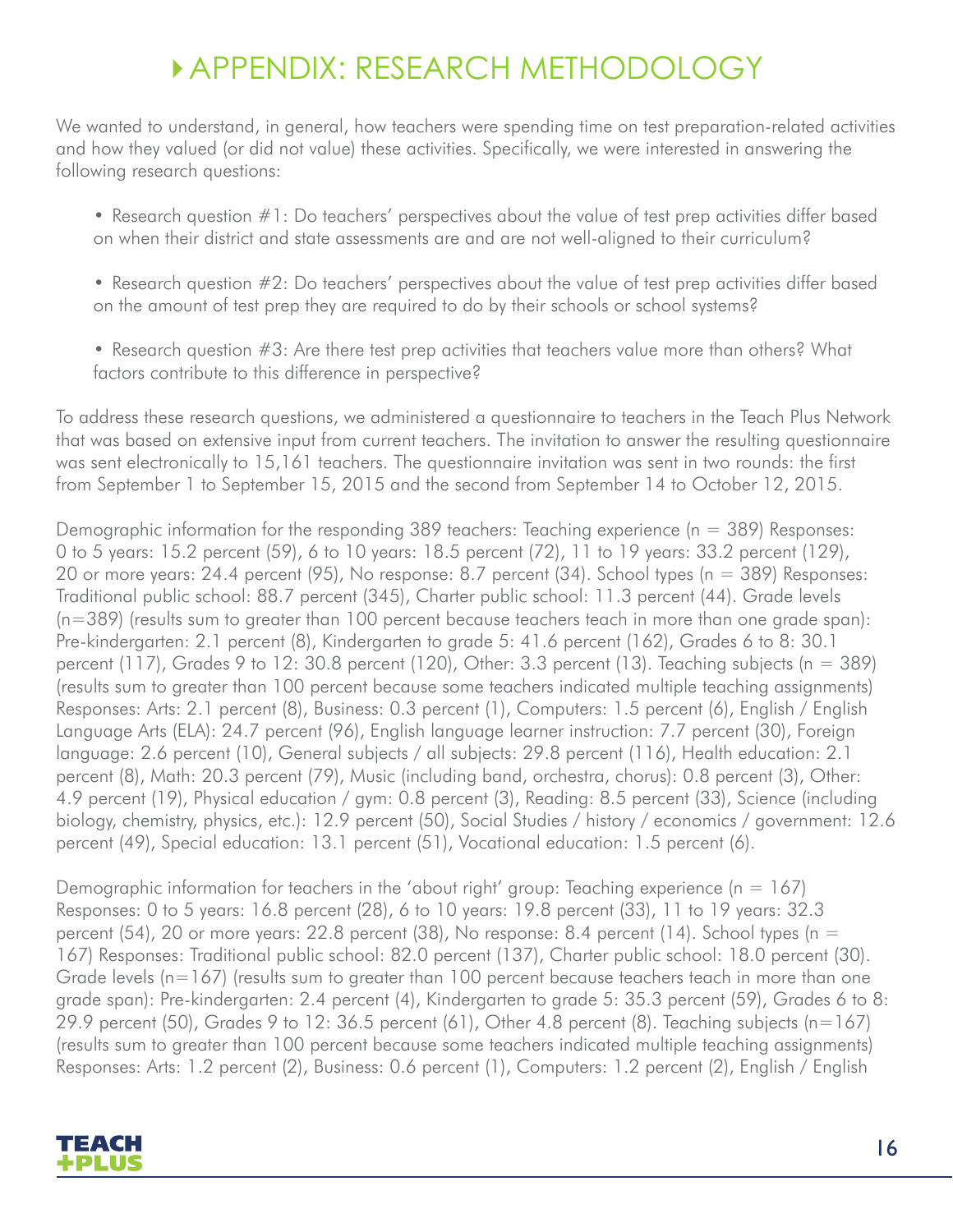# APPENDIX: RESEARCH METHODOLOGY

We wanted to understand, in general, how teachers were spending time on test preparation-related activities and how they valued (or did not value) these activities. Specifically, we were interested in answering the following research questions:

- Research question #1: Do teachers' perspectives about the value of test prep activities differ based on when their district and state assessments are and are not well-aligned to their curriculum?
- Research question #2: Do teachers' perspectives about the value of test prep activities differ based on the amount of test prep they are required to do by their schools or school systems?
- Research question #3: Are there test prep activities that teachers value more than others? What factors contribute to this difference in perspective?

To address these research questions, we administered a questionnaire to teachers in the Teach Plus Network that was based on extensive input from current teachers. The invitation to answer the resulting questionnaire was sent electronically to 15,161 teachers. The questionnaire invitation was sent in two rounds: the first from September 1 to September 15, 2015 and the second from September 14 to October 12, 2015.

Demographic information for the responding 389 teachers: Teaching experience (n = 389) Responses: 0 to 5 years: 15.2 percent (59), 6 to 10 years: 18.5 percent (72), 11 to 19 years: 33.2 percent (129), 20 or more years: 24.4 percent (95), No response: 8.7 percent (34). School types (n = 389) Responses: Traditional public school: 88.7 percent (345), Charter public school: 11.3 percent (44). Grade levels (n=389) (results sum to greater than 100 percent because teachers teach in more than one grade span): Pre-kindergarten: 2.1 percent (8), Kindergarten to grade 5: 41.6 percent (162), Grades 6 to 8: 30.1 percent (117), Grades 9 to 12: 30.8 percent (120), Other: 3.3 percent (13). Teaching subjects (n = 389) (results sum to greater than 100 percent because some teachers indicated multiple teaching assignments) Responses: Arts: 2.1 percent (8), Business: 0.3 percent (1), Computers: 1.5 percent (6), English / English Language Arts (ELA): 24.7 percent (96), English language learner instruction: 7.7 percent (30), Foreign language: 2.6 percent (10), General subjects / all subjects: 29.8 percent (116), Health education: 2.1 percent (8), Math: 20.3 percent (79), Music (including band, orchestra, chorus): 0.8 percent (3), Other: 4.9 percent (19), Physical education / gym: 0.8 percent (3), Reading: 8.5 percent (33), Science (including biology, chemistry, physics, etc.): 12.9 percent (50), Social Studies / history / economics / government: 12.6 percent (49), Special education: 13.1 percent (51), Vocational education: 1.5 percent (6).

Demographic information for teachers in the 'about right' group: Teaching experience (n = 167) Responses: 0 to 5 years: 16.8 percent (28), 6 to 10 years: 19.8 percent (33), 11 to 19 years: 32.3 percent (54), 20 or more years: 22.8 percent (38), No response: 8.4 percent (14). School types (n = 167) Responses: Traditional public school: 82.0 percent (137), Charter public school: 18.0 percent (30). Grade levels (n=167) (results sum to greater than 100 percent because teachers teach in more than one grade span): Pre-kindergarten: 2.4 percent (4), Kindergarten to grade 5: 35.3 percent (59), Grades 6 to 8: 29.9 percent (50), Grades 9 to 12: 36.5 percent (61), Other 4.8 percent (8). Teaching subjects (n=167) (results sum to greater than 100 percent because some teachers indicated multiple teaching assignments) Responses: Arts: 1.2 percent (2), Business: 0.6 percent (1), Computers: 1.2 percent (2), English / English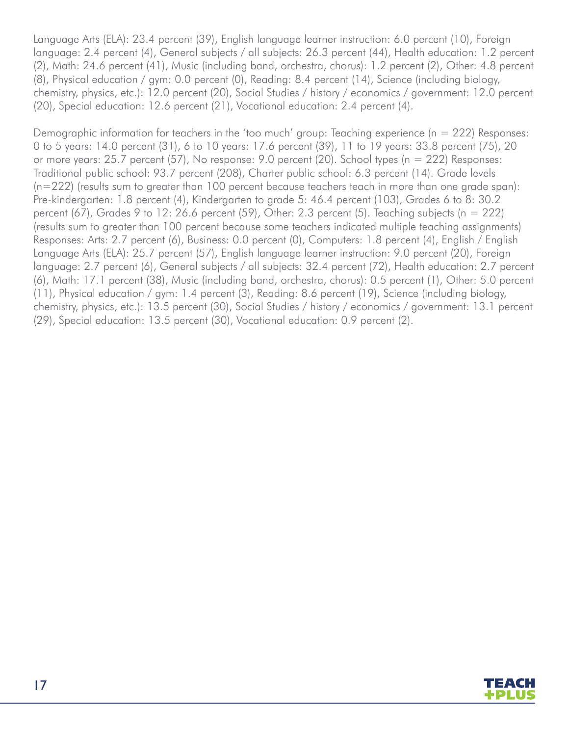Language Arts (ELA): 23.4 percent (39), English language learner instruction: 6.0 percent (10), Foreign language: 2.4 percent (4), General subjects / all subjects: 26.3 percent (44), Health education: 1.2 percent (2), Math: 24.6 percent (41), Music (including band, orchestra, chorus): 1.2 percent (2), Other: 4.8 percent (8), Physical education / gym: 0.0 percent (0), Reading: 8.4 percent (14), Science (including biology, chemistry, physics, etc.): 12.0 percent (20), Social Studies / history / economics / government: 12.0 percent (20), Special education: 12.6 percent (21), Vocational education: 2.4 percent (4).

Demographic information for teachers in the 'too much' group: Teaching experience (n = 222) Responses: 0 to 5 years: 14.0 percent (31), 6 to 10 years: 17.6 percent (39), 11 to 19 years: 33.8 percent (75), 20 or more years: 25.7 percent (57), No response: 9.0 percent (20). School types (n = 222) Responses: Traditional public school: 93.7 percent (208), Charter public school: 6.3 percent (14). Grade levels (n=222) (results sum to greater than 100 percent because teachers teach in more than one grade span): Pre-kindergarten: 1.8 percent (4), Kindergarten to grade 5: 46.4 percent (103), Grades 6 to 8: 30.2 percent (67), Grades 9 to 12: 26.6 percent (59), Other: 2.3 percent (5). Teaching subjects (n = 222) (results sum to greater than 100 percent because some teachers indicated multiple teaching assignments) Responses: Arts: 2.7 percent (6), Business: 0.0 percent (0), Computers: 1.8 percent (4), English / English Language Arts (ELA): 25.7 percent (57), English language learner instruction: 9.0 percent (20), Foreign language: 2.7 percent (6), General subjects / all subjects: 32.4 percent (72), Health education: 2.7 percent (6), Math: 17.1 percent (38), Music (including band, orchestra, chorus): 0.5 percent (1), Other: 5.0 percent (11), Physical education / gym: 1.4 percent (3), Reading: 8.6 percent (19), Science (including biology, chemistry, physics, etc.): 13.5 percent (30), Social Studies / history / economics / government: 13.1 percent (29), Special education: 13.5 percent (30), Vocational education: 0.9 percent (2).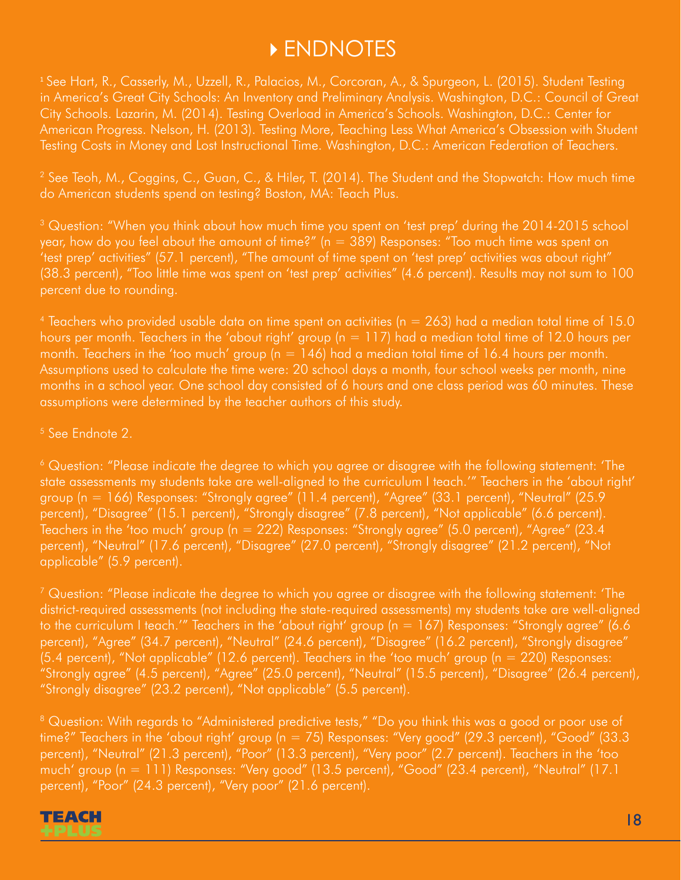# ENDNOTES

[1] See Hart, R., Casserly, M., Uzzell, R., Palacios, M., Corcoran, A., & Spurgeon, L. (2015). Student Testing in America's Great City Schools: An Inventory and Preliminary Analysis. Washington, D.C.: Council of Great City Schools. Lazarin, M. (2014). Testing Overload in America's Schools. Washington, D.C.: Center for American Progress. Nelson, H. (2013). Testing More, Teaching Less What America's Obsession with Student Testing Costs in Money and Lost Instructional Time. Washington, D.C.: American Federation of Teachers.

[2] See Teoh, M., Coggins, C., Guan, C., & Hiler, T. (2014). The Student and the Stopwatch: How much time do American students spend on testing? Boston, MA: Teach Plus.

[3] Question: "When you think about how much time you spent on 'test prep' during the 2014-2015 school year, how do you feel about the amount of time?" (n = 389) Responses: "Too much time was spent on 'test prep' activities" (57.1 percent), "The amount of time spent on 'test prep' activities was about right" (38.3 percent), "Too little time was spent on 'test prep' activities" (4.6 percent). Results may not sum to 100 percent due to rounding.

[4] Teachers who provided usable data on time spent on activities (n = 263) had a median total time of 15.0 hours per month. Teachers in the 'about right' group (n = 117) had a median total time of 12.0 hours per month. Teachers in the 'too much' group (n = 146) had a median total time of 16.4 hours per month. Assumptions used to calculate the time were: 20 school days a month, four school weeks per month, nine months in a school year. One school day consisted of 6 hours and one class period was 60 minutes. These assumptions were determined by the teacher authors of this study.

[5] See Endnote 2.

[6] Question: "Please indicate the degree to which you agree or disagree with the following statement: 'The state assessments my students take are well-aligned to the curriculum I teach.'" Teachers in the 'about right' group (n = 166) Responses: "Strongly agree" (11.4 percent), "Agree" (33.1 percent), "Neutral" (25.9 percent), "Disagree" (15.1 percent), "Strongly disagree" (7.8 percent), "Not applicable" (6.6 percent). Teachers in the 'too much' group (n = 222) Responses: "Strongly agree" (5.0 percent), "Agree" (23.4 percent), "Neutral" (17.6 percent), "Disagree" (27.0 percent), "Strongly disagree" (21.2 percent), "Not applicable" (5.9 percent).

[7] Question: "Please indicate the degree to which you agree or disagree with the following statement: 'The district-required assessments (not including the state-required assessments) my students take are well-aligned to the curriculum I teach.'" Teachers in the 'about right' group (n = 167) Responses: "Strongly agree" (6.6 percent), "Agree" (34.7 percent), "Neutral" (24.6 percent), "Disagree" (16.2 percent), "Strongly disagree" (5.4 percent), "Not applicable" (12.6 percent). Teachers in the 'too much' group (n = 220) Responses: "Strongly agree" (4.5 percent), "Agree" (25.0 percent), "Neutral" (15.5 percent), "Disagree" (26.4 percent), "Strongly disagree" (23.2 percent), "Not applicable" (5.5 percent).

[8] Question: With regards to "Administered predictive tests," "Do you think this was a good or poor use of time?" Teachers in the 'about right' group (n = 75) Responses: "Very good" (29.3 percent), "Good" (33.3 percent), "Neutral" (21.3 percent), "Poor" (13.3 percent), "Very poor" (2.7 percent). Teachers in the 'too much' group (n = 111) Responses: "Very good" (13.5 percent), "Good" (23.4 percent), "Neutral" (17.1 percent), "Poor" (24.3 percent), "Very poor" (21.6 percent).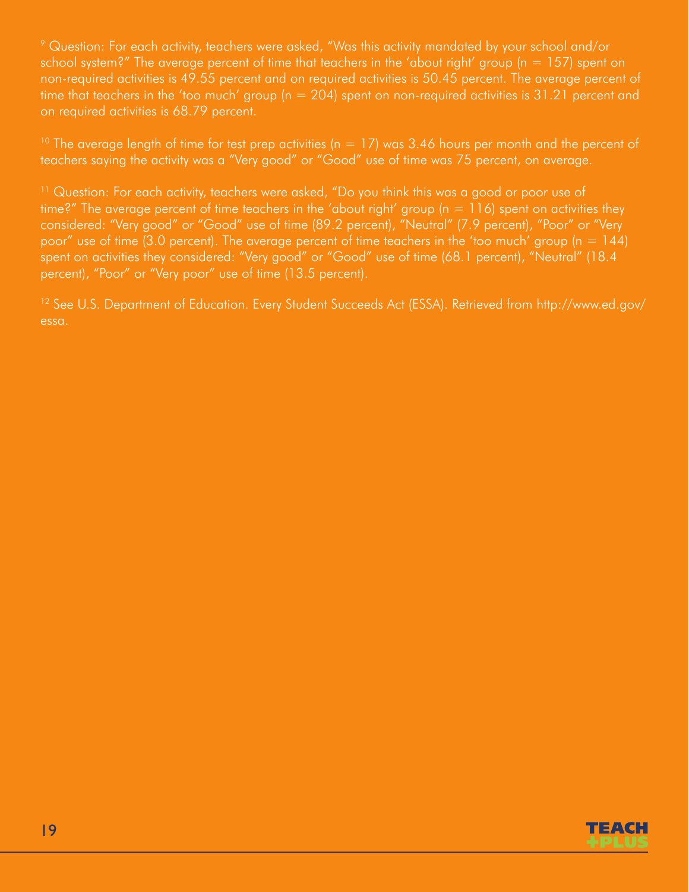[9] Question: For each activity, teachers were asked, "Was this activity mandated by your school and/or school system?" The average percent of time that teachers in the 'about right' group (n = 157) spent on non-required activities is 49.55 percent and on required activities is 50.45 percent. The average percent of time that teachers in the 'too much' group (n = 204) spent on non-required activities is 31.21 percent and on required activities is 68.79 percent.

[10] The average length of time for test prep activities (n = 17) was 3.46 hours per month and the percent of teachers saying the activity was a "Very good" or "Good" use of time was 75 percent, on average.

[11] Question: For each activity, teachers were asked, "Do you think this was a good or poor use of time?" The average percent of time teachers in the 'about right' group (n = 116) spent on activities they considered: "Very good" or "Good" use of time (89.2 percent), "Neutral" (7.9 percent), "Poor" or "Very poor" use of time (3.0 percent). The average percent of time teachers in the 'too much' group (n = 144) spent on activities they considered: "Very good" or "Good" use of time (68.1 percent), "Neutral" (18.4 percent), "Poor" or "Very poor" use of time (13.5 percent).

[12] See U.S. Department of Education. Every Student Succeeds Act (ESSA). Retrieved from http://www.ed.gov/essa.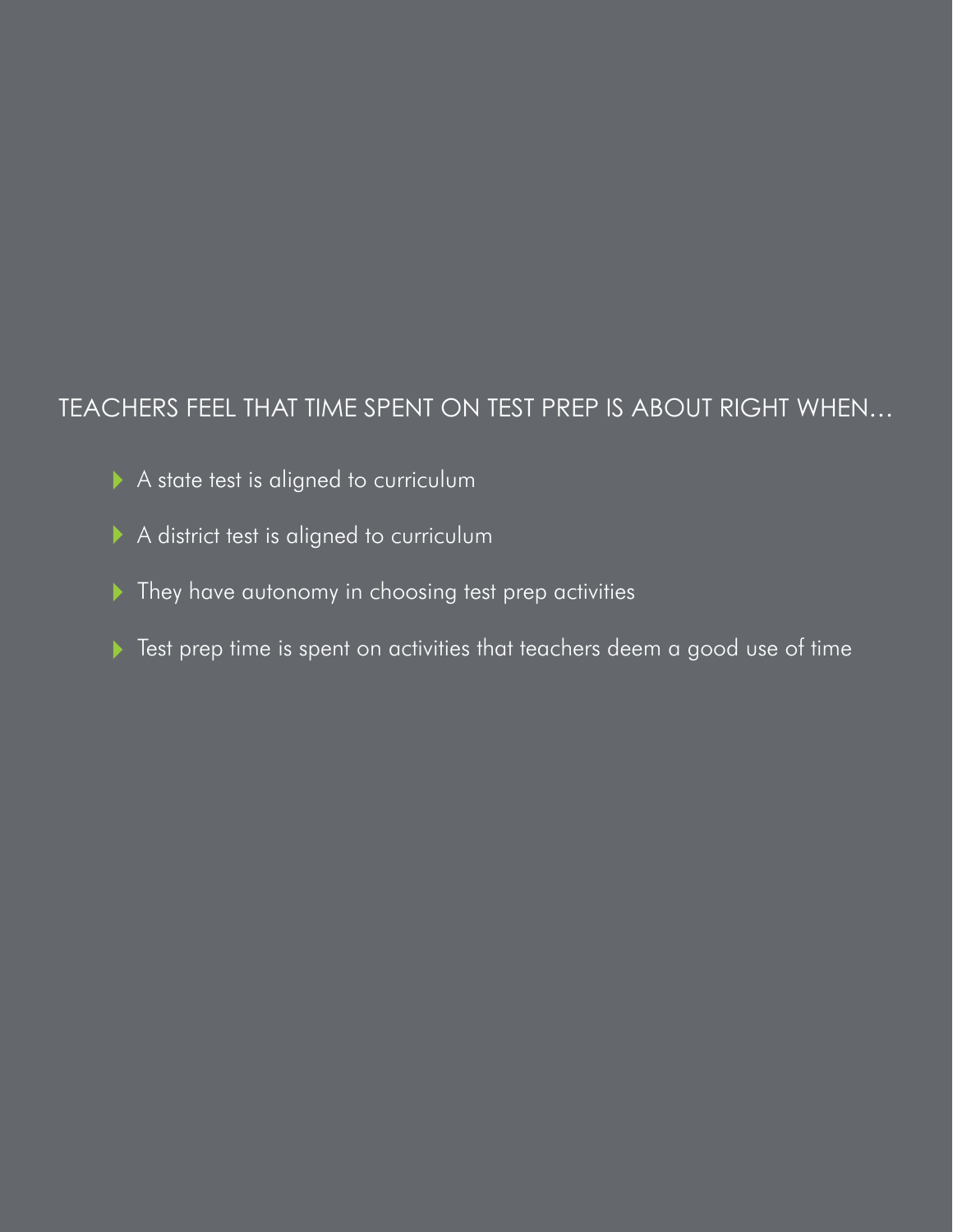## TEACHERS FEEL THAT TIME SPENT ON TEST PREP IS ABOUT RIGHT WHEN…

- A state test is aligned to curriculum
- A district test is aligned to curriculum
- They have autonomy in choosing test prep activities
- Test prep time is spent on activities that teachers deem a good use of time